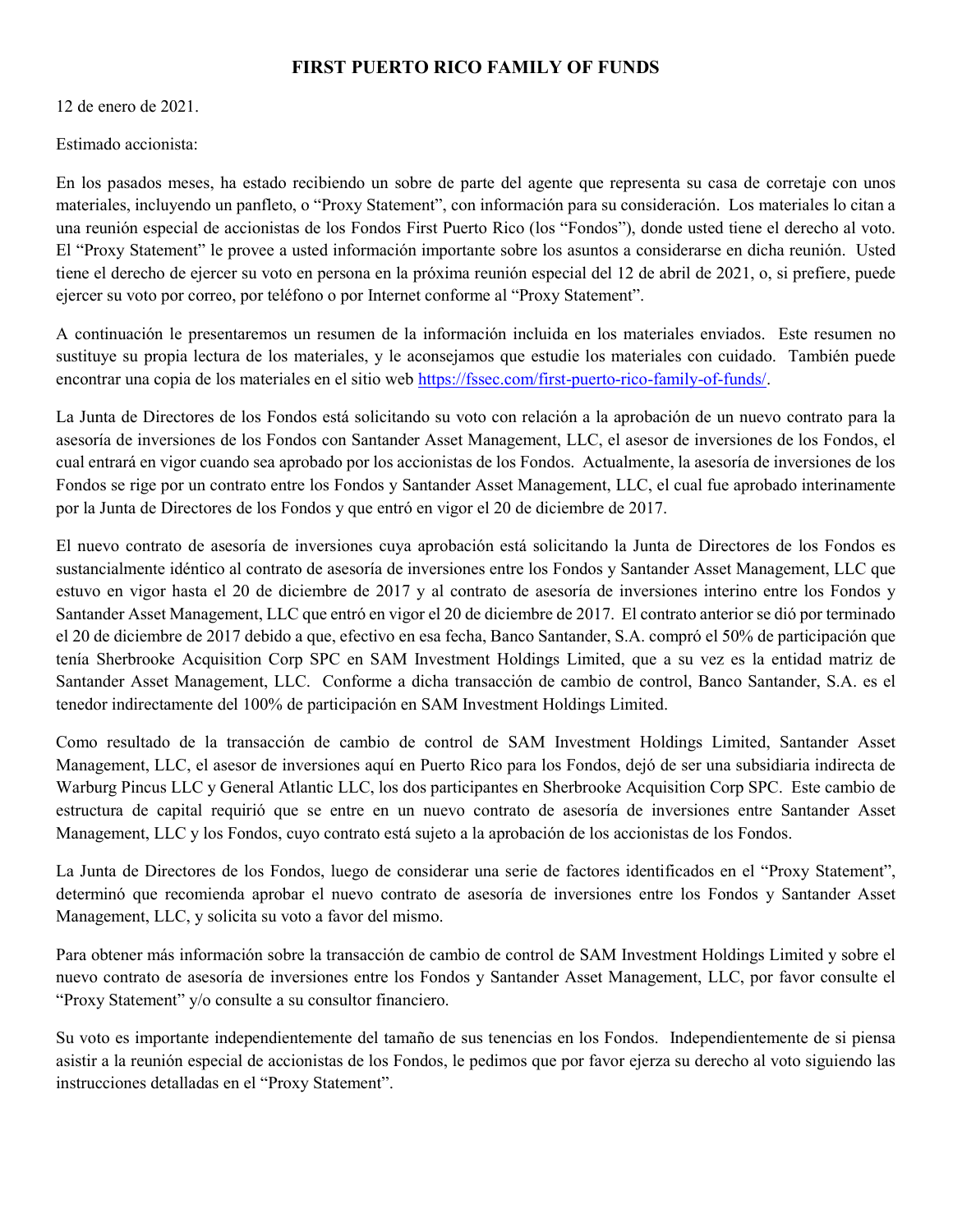# FIRST PUERTO RICO FAMILY OF FUNDS

12 de enero de 2021.

Estimado accionista:

En los pasados meses, ha estado recibiendo un sobre de parte del agente que representa su casa de corretaje con unos materiales, incluyendo un panfleto, o "Proxy Statement", con información para su consideración. Los materiales lo citan a una reunión especial de accionistas de los Fondos First Puerto Rico (los "Fondos"), donde usted tiene el derecho al voto. El "Proxy Statement" le provee a usted información importante sobre los asuntos a considerarse en dicha reunión. Usted tiene el derecho de ejercer su voto en persona en la próxima reunión especial del 12 de abril de 2021, o, si prefiere, puede ejercer su voto por correo, por teléfono o por Internet conforme al "Proxy Statement".

A continuación le presentaremos un resumen de la información incluida en los materiales enviados. Este resumen no sustituye su propia lectura de los materiales, y le aconsejamos que estudie los materiales con cuidado. También puede encontrar una copia de los materiales en el sitio web [https://fssec.com/first-puerto-rico-family-of-funds/](https://fssec.com/first-puerto-rico-family-of-funds/).

La Junta de Directores de los Fondos está solicitando su voto con relación a la aprobación de un nuevo contrato para la asesoría de inversiones de los Fondos con Santander Asset Management, LLC, el asesor de inversiones de los Fondos, el cual entrará en vigor cuando sea aprobado por los accionistas de los Fondos. Actualmente, la asesoría de inversiones de los Fondos se rige por un contrato entre los Fondos y Santander Asset Management, LLC, el cual fue aprobado interinamente por la Junta de Directores de los Fondos y que entró en vigor el 20 de diciembre de 2017.

El nuevo contrato de asesoría de inversiones cuya aprobación está solicitando la Junta de Directores de los Fondos es sustancialmente idéntico al contrato de asesoría de inversiones entre los Fondos y Santander Asset Management, LLC que estuvo en vigor hasta el 20 de diciembre de 2017 y al contrato de asesoría de inversiones interino entre los Fondos y Santander Asset Management, LLC que entró en vigor el 20 de diciembre de 2017. El contrato anterior se dió por terminado el 20 de diciembre de 2017 debido a que, efectivo en esa fecha, Banco Santander, S.A. compró el 50% de participación que tenía Sherbrooke Acquisition Corp SPC en SAM Investment Holdings Limited, que a su vez es la entidad matriz de Santander Asset Management, LLC. Conforme a dicha transacción de cambio de control, Banco Santander, S.A. es el tenedor indirectamente del 100% de participación en SAM Investment Holdings Limited.

Como resultado de la transacción de cambio de control de SAM Investment Holdings Limited, Santander Asset Management, LLC, el asesor de inversiones aquí en Puerto Rico para los Fondos, dejó de ser una subsidiaria indirecta de Warburg Pincus LLC y General Atlantic LLC, los dos participantes en Sherbrooke Acquisition Corp SPC. Este cambio de estructura de capital requirió que se entre en un nuevo contrato de asesoría de inversiones entre Santander Asset Management, LLC y los Fondos, cuyo contrato está sujeto a la aprobación de los accionistas de los Fondos.

La Junta de Directores de los Fondos, luego de considerar una serie de factores identificados en el "Proxy Statement", determinó que recomienda aprobar el nuevo contrato de asesoría de inversiones entre los Fondos y Santander Asset Management, LLC, y solicita su voto a favor del mismo.

Para obtener más información sobre la transacción de cambio de control de SAM Investment Holdings Limited y sobre el nuevo contrato de asesoría de inversiones entre los Fondos y Santander Asset Management, LLC, por favor consulte el "Proxy Statement" y/o consulte a su consultor financiero.

Su voto es importante independientemente del tamaño de sus tenencias en los Fondos. Independientemente de si piensa asistir a la reunión especial de accionistas de los Fondos, le pedimos que por favor ejerza su derecho al voto siguiendo las instrucciones detalladas en el "Proxy Statement".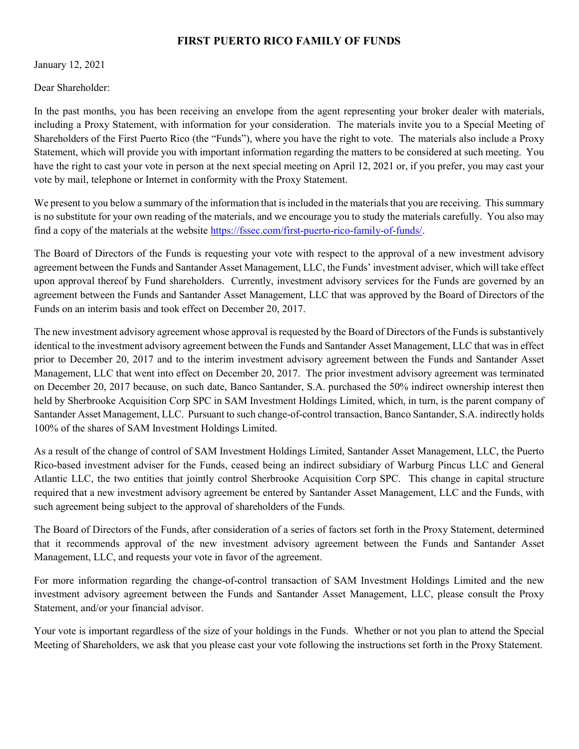# FIRST PUERTO RICO FAMILY OF FUNDS

January 12, 2021

Dear Shareholder:

In the past months, you has been receiving an envelope from the agent representing your broker dealer with materials, including a Proxy Statement, with information for your consideration. The materials invite you to a Special Meeting of Shareholders of the First Puerto Rico (the "Funds"), where you have the right to vote. The materials also include a Proxy Statement, which will provide you with important information regarding the matters to be considered at such meeting. You have the right to cast your vote in person at the next special meeting on April 12, 2021 or, if you prefer, you may cast your vote by mail, telephone or Internet in conformity with the Proxy Statement.

We present to you below a summary of the information that is included in the materials that you are receiving. This summary is no substitute for your own reading of the materials, and we encourage you to study the materials carefully. You also may find a copy of the materials at the website https://fssec.com/first-puerto-rico-family-of-funds/.

The Board of Directors of the Funds is requesting your vote with respect to the approval of a new investment advisory agreement between the Funds and Santander Asset Management, LLC, the Funds' investment adviser, which will take effect upon approval thereof by Fund shareholders. Currently, investment advisory services for the Funds are governed by an agreement between the Funds and Santander Asset Management, LLC that was approved by the Board of Directors of the Funds on an interim basis and took effect on December 20, 2017.

The new investment advisory agreement whose approval is requested by the Board of Directors of the Funds is substantively identical to the investment advisory agreement between the Funds and Santander Asset Management, LLC that was in effect prior to December 20, 2017 and to the interim investment advisory agreement between the Funds and Santander Asset Management, LLC that went into effect on December 20, 2017. The prior investment advisory agreement was terminated on December 20, 2017 because, on such date, Banco Santander, S.A. purchased the 50% indirect ownership interest then held by Sherbrooke Acquisition Corp SPC in SAM Investment Holdings Limited, which, in turn, is the parent company of Santander Asset Management, LLC. Pursuant to such change-of-control transaction, Banco Santander, S.A. indirectly holds 100% of the shares of SAM Investment Holdings Limited.

As a result of the change of control of SAM Investment Holdings Limited, Santander Asset Management, LLC, the Puerto Rico-based investment adviser for the Funds, ceased being an indirect subsidiary of Warburg Pincus LLC and General Atlantic LLC, the two entities that jointly control Sherbrooke Acquisition Corp SPC. This change in capital structure required that a new investment advisory agreement be entered by Santander Asset Management, LLC and the Funds, with such agreement being subject to the approval of shareholders of the Funds.

The Board of Directors of the Funds, after consideration of a series of factors set forth in the Proxy Statement, determined that it recommends approval of the new investment advisory agreement between the Funds and Santander Asset Management, LLC, and requests your vote in favor of the agreement.

For more information regarding the change-of-control transaction of SAM Investment Holdings Limited and the new investment advisory agreement between the Funds and Santander Asset Management, LLC, please consult the Proxy Statement, and/or your financial advisor.

Your vote is important regardless of the size of your holdings in the Funds. Whether or not you plan to attend the Special Meeting of Shareholders, we ask that you please cast your vote following the instructions set forth in the Proxy Statement.